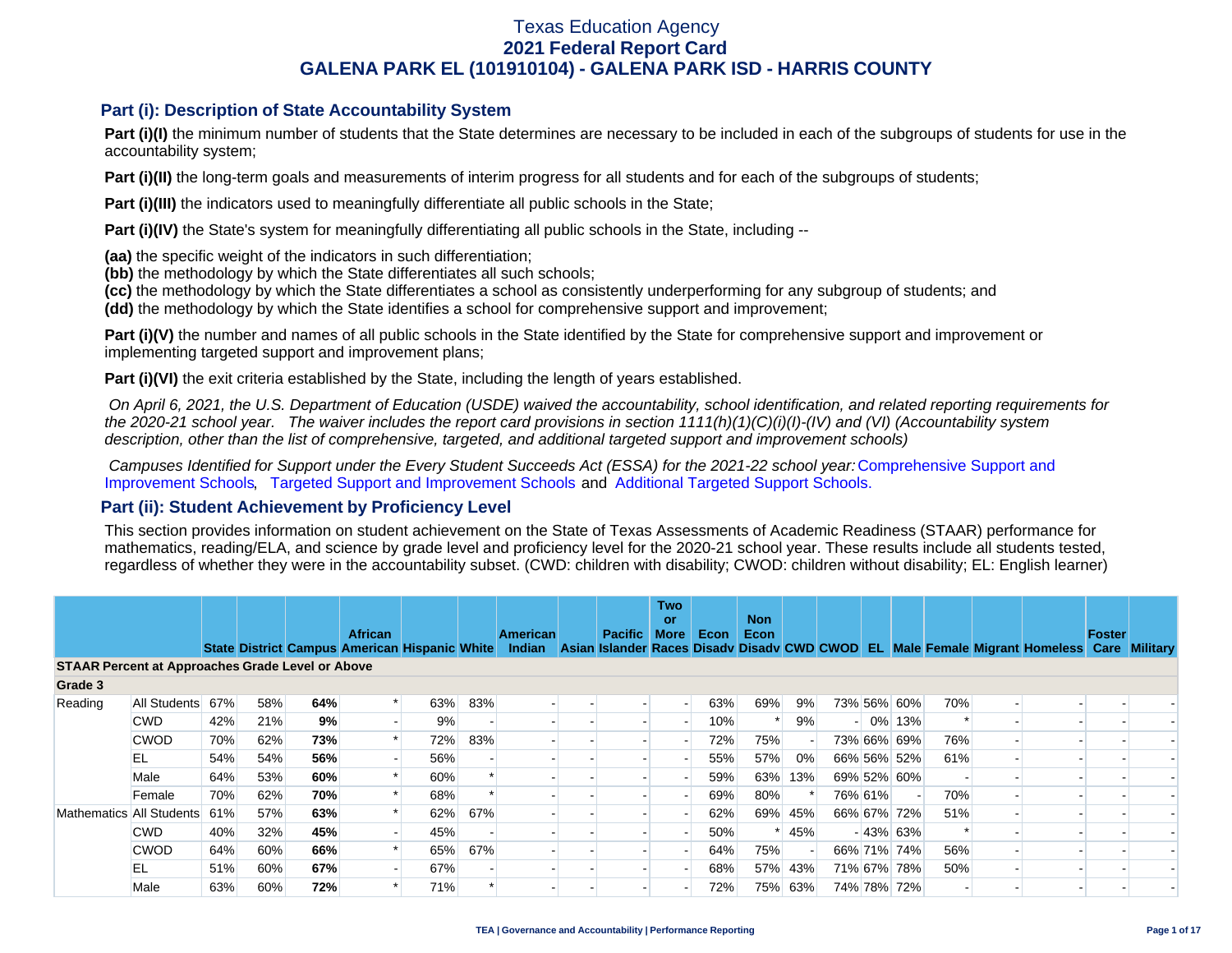# Texas Education Agency
# 2021 Federal Report Card
# GALENA PARK EL (101910104) - GALENA PARK ISD - HARRIS COUNTY

## Part (i): Description of State Accountability System

**Part (i)(I)** the minimum number of students that the State determines are necessary to be included in each of the subgroups of students for use in the accountability system;

**Part (i)(II)** the long-term goals and measurements of interim progress for all students and for each of the subgroups of students;

**Part (i)(III)** the indicators used to meaningfully differentiate all public schools in the State;

**Part (i)(IV)** the State's system for meaningfully differentiating all public schools in the State, including --

**(aa)** the specific weight of the indicators in such differentiation;
**(bb)** the methodology by which the State differentiates all such schools;
**(cc)** the methodology by which the State differentiates a school as consistently underperforming for any subgroup of students; and
**(dd)** the methodology by which the State identifies a school for comprehensive support and improvement;

**Part (i)(V)** the number and names of all public schools in the State identified by the State for comprehensive support and improvement or implementing targeted support and improvement plans;

**Part (i)(VI)** the exit criteria established by the State, including the length of years established.

*On April 6, 2021, the U.S. Department of Education (USDE) waived the accountability, school identification, and related reporting requirements for the 2020-21 school year. The waiver includes the report card provisions in section 1111(h)(1)(C)(i)(I)-(IV) and (VI) (Accountability system description, other than the list of comprehensive, targeted, and additional targeted support and improvement schools)*

*Campuses Identified for Support under the Every Student Succeeds Act (ESSA) for the 2021-22 school year:* Comprehensive Support and Improvement Schools, Targeted Support and Improvement Schools and Additional Targeted Support Schools.

## Part (ii): Student Achievement by Proficiency Level

This section provides information on student achievement on the State of Texas Assessments of Academic Readiness (STAAR) performance for mathematics, reading/ELA, and science by grade level and proficiency level for the 2020-21 school year. These results include all students tested, regardless of whether they were in the accountability subset. (CWD: children with disability; CWOD: children without disability; EL: English learner)

| | | State | District | Campus | African American | Hispanic | White | American Indian | Asian | Pacific Islander | Two or More Races | Econ Disadv | Non Econ Disadv | CWD | CWOD | EL | Male | Female | Migrant | Homeless | Foster Care | Military |
|---|---|---|---|---|---|---|---|---|---|---|---|---|---|---|---|---|---|---|---|---|---|---|
| **STAAR Percent at Approaches Grade Level or Above** | | | | | | | | | | | | | | | | | | | | | | |
| **Grade 3** | | | | | | | | | | | | | | | | | | | | | | |
| Reading | All Students | 67% | 58% | **64%** | * | 63% | 83% | - | - | - | - | 63% | 69% | 9% | 73% | 56% | 60% | 70% | - | - | - | - |
| | CWD | 42% | 21% | **9%** | - | 9% | - | - | - | - | - | 10% | * | 9% | - | 0% | 13% | * | - | - | - | - |
| | CWOD | 70% | 62% | **73%** | * | 72% | 83% | - | - | - | - | 72% | 75% | - | 73% | 66% | 69% | 76% | - | - | - | - |
| | EL | 54% | 54% | **56%** | - | 56% | - | - | - | - | - | 55% | 57% | 0% | 66% | 56% | 52% | 61% | - | - | - | - |
| | Male | 64% | 53% | **60%** | * | 60% | * | - | - | - | - | 59% | 63% | 13% | 69% | 52% | 60% | - | - | - | - | - |
| | Female | 70% | 62% | **70%** | * | 68% | * | - | - | - | - | 69% | 80% | * | 76% | 61% | - | 70% | - | - | - | - |
| Mathematics | All Students | 61% | 57% | **63%** | * | 62% | 67% | - | - | - | - | 62% | 69% | 45% | 66% | 67% | 72% | 51% | - | - | - | - |
| | CWD | 40% | 32% | **45%** | - | 45% | - | - | - | - | - | 50% | * | 45% | - | 43% | 63% | * | - | - | - | - |
| | CWOD | 64% | 60% | **66%** | * | 65% | 67% | - | - | - | - | 64% | 75% | - | 66% | 71% | 74% | 56% | - | - | - | - |
| | EL | 51% | 60% | **67%** | - | 67% | - | - | - | - | - | 68% | 57% | 43% | 71% | 67% | 78% | 50% | - | - | - | - |
| | Male | 63% | 60% | **72%** | * | 71% | * | - | - | - | - | 72% | 75% | 63% | 74% | 78% | 72% | - | - | - | - | - |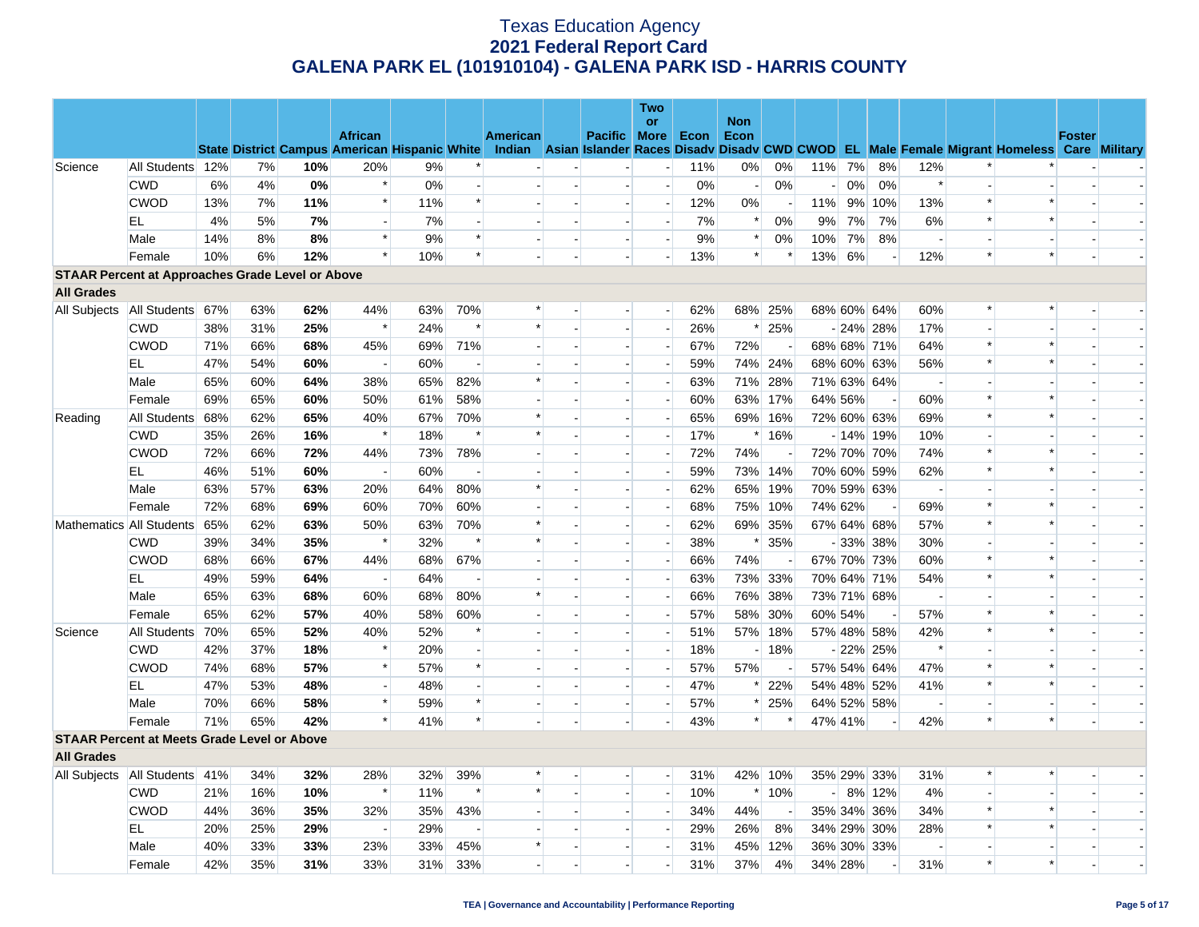# Texas Education Agency
## 2021 Federal Report Card
## GALENA PARK EL (101910104) - GALENA PARK ISD - HARRIS COUNTY

| | | State | District | Campus | African American | Hispanic | White | American Indian | Asian | Pacific Islander | Two or More Races | Econ Disadv | Non Econ Disadv | CWD | CWOD | EL | Male | Female | Migrant | Homeless | Foster Care | Military |
|---|---|---|---|---|---|---|---|---|---|---|---|---|---|---|---|---|---|---|---|---|---|---|
| Science | All Students | 12% | 7% | **10%** | 20% | 9% | * | - | - | - | - | 11% | 0% | 0% | 11% | 7% | 8% | 12% | * | * | - | - |
| | CWD | 6% | 4% | **0%** | * | 0% | - | - | - | - | - | 0% | - | 0% | - | 0% | 0% | * | - | - | - | - |
| | CWOD | 13% | 7% | **11%** | * | 11% | * | - | - | - | - | 12% | 0% | - | 11% | 9% | 10% | 13% | * | * | - | - |
| | EL | 4% | 5% | **7%** | - | 7% | - | - | - | - | - | 7% | * | 0% | 9% | 7% | 7% | 6% | * | * | - | - |
| | Male | 14% | 8% | **8%** | * | 9% | * | - | - | - | - | 9% | * | 0% | 10% | 7% | 8% | - | - | - | - | - |
| | Female | 10% | 6% | **12%** | * | 10% | * | - | - | - | - | 13% | * | * | 13% | 6% | - | 12% | * | * | - | - |
| **STAAR Percent at Approaches Grade Level or Above** | | | | | | | | | | | | | | | | | | | | | | |
| **All Grades** | | | | | | | | | | | | | | | | | | | | | | |
| All Subjects | All Students | 67% | 63% | **62%** | 44% | 63% | 70% | * | - | - | - | 62% | 68% | 25% | 68% | 60% | 64% | 60% | * | * | - | - |
| | CWD | 38% | 31% | **25%** | * | 24% | * | * | - | - | - | 26% | * | 25% | - | 24% | 28% | 17% | - | - | - | - |
| | CWOD | 71% | 66% | **68%** | 45% | 69% | 71% | - | - | - | - | 67% | 72% | - | 68% | 68% | 71% | 64% | * | * | - | - |
| | EL | 47% | 54% | **60%** | - | 60% | - | - | - | - | - | 59% | 74% | 24% | 68% | 60% | 63% | 56% | * | * | - | - |
| | Male | 65% | 60% | **64%** | 38% | 65% | 82% | * | - | - | - | 63% | 71% | 28% | 71% | 63% | 64% | - | - | - | - | - |
| | Female | 69% | 65% | **60%** | 50% | 61% | 58% | - | - | - | - | 60% | 63% | 17% | 64% | 56% | - | 60% | * | * | - | - |
| Reading | All Students | 68% | 62% | **65%** | 40% | 67% | 70% | * | - | - | - | 65% | 69% | 16% | 72% | 60% | 63% | 69% | * | * | - | - |
| | CWD | 35% | 26% | **16%** | * | 18% | * | * | - | - | - | 17% | * | 16% | - | 14% | 19% | 10% | - | - | - | - |
| | CWOD | 72% | 66% | **72%** | 44% | 73% | 78% | - | - | - | - | 72% | 74% | - | 72% | 70% | 70% | 74% | * | * | - | - |
| | EL | 46% | 51% | **60%** | - | 60% | - | - | - | - | - | 59% | 73% | 14% | 70% | 60% | 59% | 62% | * | * | - | - |
| | Male | 63% | 57% | **63%** | 20% | 64% | 80% | * | - | - | - | 62% | 65% | 19% | 70% | 59% | 63% | - | - | - | - | - |
| | Female | 72% | 68% | **69%** | 60% | 70% | 60% | - | - | - | - | 68% | 75% | 10% | 74% | 62% | - | 69% | * | * | - | - |
| Mathematics | All Students | 65% | 62% | **63%** | 50% | 63% | 70% | * | - | - | - | 62% | 69% | 35% | 67% | 64% | 68% | 57% | * | * | - | - |
| | CWD | 39% | 34% | **35%** | * | 32% | * | * | - | - | - | 38% | * | 35% | - | 33% | 38% | 30% | - | - | - | - |
| | CWOD | 68% | 66% | **67%** | 44% | 68% | 67% | - | - | - | - | 66% | 74% | - | 67% | 70% | 73% | 60% | * | * | - | - |
| | EL | 49% | 59% | **64%** | - | 64% | - | - | - | - | - | 63% | 73% | 33% | 70% | 64% | 71% | 54% | * | * | - | - |
| | Male | 65% | 63% | **68%** | 60% | 68% | 80% | * | - | - | - | 66% | 76% | 38% | 73% | 71% | 68% | - | - | - | - | - |
| | Female | 65% | 62% | **57%** | 40% | 58% | 60% | - | - | - | - | 57% | 58% | 30% | 60% | 54% | - | 57% | * | * | - | - |
| Science | All Students | 70% | 65% | **52%** | 40% | 52% | * | - | - | - | - | 51% | 57% | 18% | 57% | 48% | 58% | 42% | * | * | - | - |
| | CWD | 42% | 37% | **18%** | * | 20% | - | - | - | - | - | 18% | - | 18% | - | 22% | 25% | * | - | - | - | - |
| | CWOD | 74% | 68% | **57%** | * | 57% | * | - | - | - | - | 57% | 57% | - | 57% | 54% | 64% | 47% | * | * | - | - |
| | EL | 47% | 53% | **48%** | - | 48% | - | - | - | - | - | 47% | * | 22% | 54% | 48% | 52% | 41% | * | * | - | - |
| | Male | 70% | 66% | **58%** | * | 59% | * | - | - | - | - | 57% | * | 25% | 64% | 52% | 58% | - | - | - | - | - |
| | Female | 71% | 65% | **42%** | * | 41% | * | - | - | - | - | 43% | * | * | 47% | 41% | - | 42% | * | * | - | - |
| **STAAR Percent at Meets Grade Level or Above** | | | | | | | | | | | | | | | | | | | | | | |
| **All Grades** | | | | | | | | | | | | | | | | | | | | | | |
| All Subjects | All Students | 41% | 34% | **32%** | 28% | 32% | 39% | * | - | - | - | 31% | 42% | 10% | 35% | 29% | 33% | 31% | * | * | - | - |
| | CWD | 21% | 16% | **10%** | * | 11% | * | * | - | - | - | 10% | * | 10% | - | 8% | 12% | 4% | - | - | - | - |
| | CWOD | 44% | 36% | **35%** | 32% | 35% | 43% | - | - | - | - | 34% | 44% | - | 35% | 34% | 36% | 34% | * | * | - | - |
| | EL | 20% | 25% | **29%** | - | 29% | - | - | - | - | - | 29% | 26% | 8% | 34% | 29% | 30% | 28% | * | * | - | - |
| | Male | 40% | 33% | **33%** | 23% | 33% | 45% | * | - | - | - | 31% | 45% | 12% | 36% | 30% | 33% | - | - | - | - | - |
| | Female | 42% | 35% | **31%** | 33% | 31% | 33% | - | - | - | - | 31% | 37% | 4% | 34% | 28% | - | 31% | * | * | - | - |

TEA | Governance and Accountability | Performance Reporting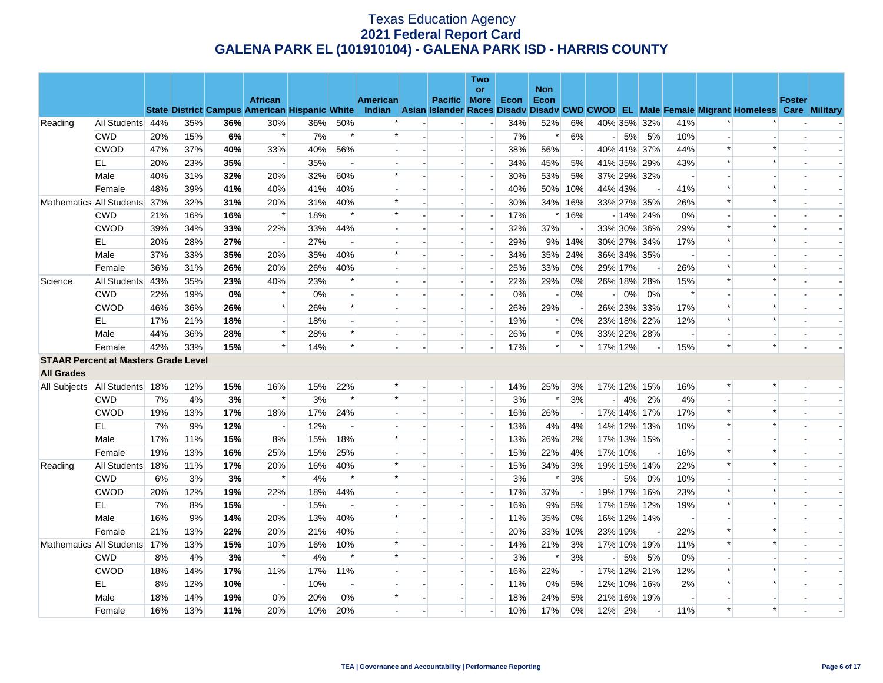# Texas Education Agency
## 2021 Federal Report Card
## GALENA PARK EL (101910104) - GALENA PARK ISD - HARRIS COUNTY

| | | State | District | Campus | African American | Hispanic | White | American Indian | Asian | Pacific Islander | Two or More Races | Econ Disadv | Non Econ Disadv | CWD | CWOD | EL | Male | Female | Migrant | Homeless | Foster Care | Military |
|---|---|---|---|---|---|---|---|---|---|---|---|---|---|---|---|---|---|---|---|---|---|---|
| Reading | All Students | 44% | 35% | **36%** | 30% | 36% | 50% | * | - | - | - | 34% | 52% | 6% | 40% | 35% | 32% | 41% | * | * | - | - |
| | CWD | 20% | 15% | **6%** | * | 7% | * | * | - | - | - | 7% | * | 6% | - | 5% | 5% | 10% | - | - | - | - |
| | CWOD | 47% | 37% | **40%** | 33% | 40% | 56% | - | - | - | - | 38% | 56% | - | 40% | 41% | 37% | 44% | * | * | - | - |
| | EL | 20% | 23% | **35%** | - | 35% | - | - | - | - | - | 34% | 45% | 5% | 41% | 35% | 29% | 43% | * | * | - | - |
| | Male | 40% | 31% | **32%** | 20% | 32% | 60% | * | - | - | - | 30% | 53% | 5% | 37% | 29% | 32% | - | - | - | - | - |
| | Female | 48% | 39% | **41%** | 40% | 41% | 40% | - | - | - | - | 40% | 50% | 10% | 44% | 43% | - | 41% | * | * | - | - |
| Mathematics | All Students | 37% | 32% | **31%** | 20% | 31% | 40% | * | - | - | - | 30% | 34% | 16% | 33% | 27% | 35% | 26% | * | * | - | - |
| | CWD | 21% | 16% | **16%** | * | 18% | * | * | - | - | - | 17% | * | 16% | - | 14% | 24% | 0% | - | - | - | - |
| | CWOD | 39% | 34% | **33%** | 22% | 33% | 44% | - | - | - | - | 32% | 37% | - | 33% | 30% | 36% | 29% | * | * | - | - |
| | EL | 20% | 28% | **27%** | - | 27% | - | - | - | - | - | 29% | 9% | 14% | 30% | 27% | 34% | 17% | * | * | - | - |
| | Male | 37% | 33% | **35%** | 20% | 35% | 40% | * | - | - | - | 34% | 35% | 24% | 36% | 34% | 35% | - | - | - | - | - |
| | Female | 36% | 31% | **26%** | 20% | 26% | 40% | - | - | - | - | 25% | 33% | 0% | 29% | 17% | - | 26% | * | * | - | - |
| Science | All Students | 43% | 35% | **23%** | 40% | 23% | * | - | - | - | - | 22% | 29% | 0% | 26% | 18% | 28% | 15% | * | * | - | - |
| | CWD | 22% | 19% | **0%** | * | 0% | - | - | - | - | - | 0% | - | 0% | - | 0% | 0% | * | - | - | - | - |
| | CWOD | 46% | 36% | **26%** | * | 26% | * | - | - | - | - | 26% | 29% | - | 26% | 23% | 33% | 17% | * | * | - | - |
| | EL | 17% | 21% | **18%** | - | 18% | - | - | - | - | - | 19% | * | 0% | 23% | 18% | 22% | 12% | * | * | - | - |
| | Male | 44% | 36% | **28%** | * | 28% | * | - | - | - | - | 26% | * | 0% | 33% | 22% | 28% | - | - | - | - | - |
| | Female | 42% | 33% | **15%** | * | 14% | * | - | - | - | - | 17% | * | * | 17% | 12% | - | 15% | * | * | - | - |
| **STAAR Percent at Masters Grade Level** | | | | | | | | | | | | | | | | | | | | | | |
| **All Grades** | | | | | | | | | | | | | | | | | | | | | | |
| All Subjects | All Students | 18% | 12% | **15%** | 16% | 15% | 22% | * | - | - | - | 14% | 25% | 3% | 17% | 12% | 15% | 16% | * | * | - | - |
| | CWD | 7% | 4% | **3%** | * | 3% | * | * | - | - | - | 3% | * | 3% | - | 4% | 2% | 4% | - | - | - | - |
| | CWOD | 19% | 13% | **17%** | 18% | 17% | 24% | - | - | - | - | 16% | 26% | - | 17% | 14% | 17% | 17% | * | * | - | - |
| | EL | 7% | 9% | **12%** | - | 12% | - | - | - | - | - | 13% | 4% | 4% | 14% | 12% | 13% | 10% | * | * | - | - |
| | Male | 17% | 11% | **15%** | 8% | 15% | 18% | * | - | - | - | 13% | 26% | 2% | 17% | 13% | 15% | - | - | - | - | - |
| | Female | 19% | 13% | **16%** | 25% | 15% | 25% | - | - | - | - | 15% | 22% | 4% | 17% | 10% | - | 16% | * | * | - | - |
| Reading | All Students | 18% | 11% | **17%** | 20% | 16% | 40% | * | - | - | - | 15% | 34% | 3% | 19% | 15% | 14% | 22% | * | * | - | - |
| | CWD | 6% | 3% | **3%** | * | 4% | * | * | - | - | - | 3% | * | 3% | - | 5% | 0% | 10% | - | - | - | - |
| | CWOD | 20% | 12% | **19%** | 22% | 18% | 44% | - | - | - | - | 17% | 37% | - | 19% | 17% | 16% | 23% | * | * | - | - |
| | EL | 7% | 8% | **15%** | - | 15% | - | - | - | - | - | 16% | 9% | 5% | 17% | 15% | 12% | 19% | * | * | - | - |
| | Male | 16% | 9% | **14%** | 20% | 13% | 40% | * | - | - | - | 11% | 35% | 0% | 16% | 12% | 14% | - | - | - | - | - |
| | Female | 21% | 13% | **22%** | 20% | 21% | 40% | - | - | - | - | 20% | 33% | 10% | 23% | 19% | - | 22% | * | * | - | - |
| Mathematics | All Students | 17% | 13% | **15%** | 10% | 16% | 10% | * | - | - | - | 14% | 21% | 3% | 17% | 10% | 19% | 11% | * | * | - | - |
| | CWD | 8% | 4% | **3%** | * | 4% | * | * | - | - | - | 3% | * | 3% | - | 5% | 5% | 0% | - | - | - | - |
| | CWOD | 18% | 14% | **17%** | 11% | 17% | 11% | - | - | - | - | 16% | 22% | - | 17% | 12% | 21% | 12% | * | * | - | - |
| | EL | 8% | 12% | **10%** | - | 10% | - | - | - | - | - | 11% | 0% | 5% | 12% | 10% | 16% | 2% | * | * | - | - |
| | Male | 18% | 14% | **19%** | 0% | 20% | 0% | * | - | - | - | 18% | 24% | 5% | 21% | 16% | 19% | - | - | - | - | - |
| | Female | 16% | 13% | **11%** | 20% | 10% | 20% | - | - | - | - | 10% | 17% | 0% | 12% | 2% | - | 11% | * | * | - | - |

**TEA | Governance and Accountability | Performance Reporting**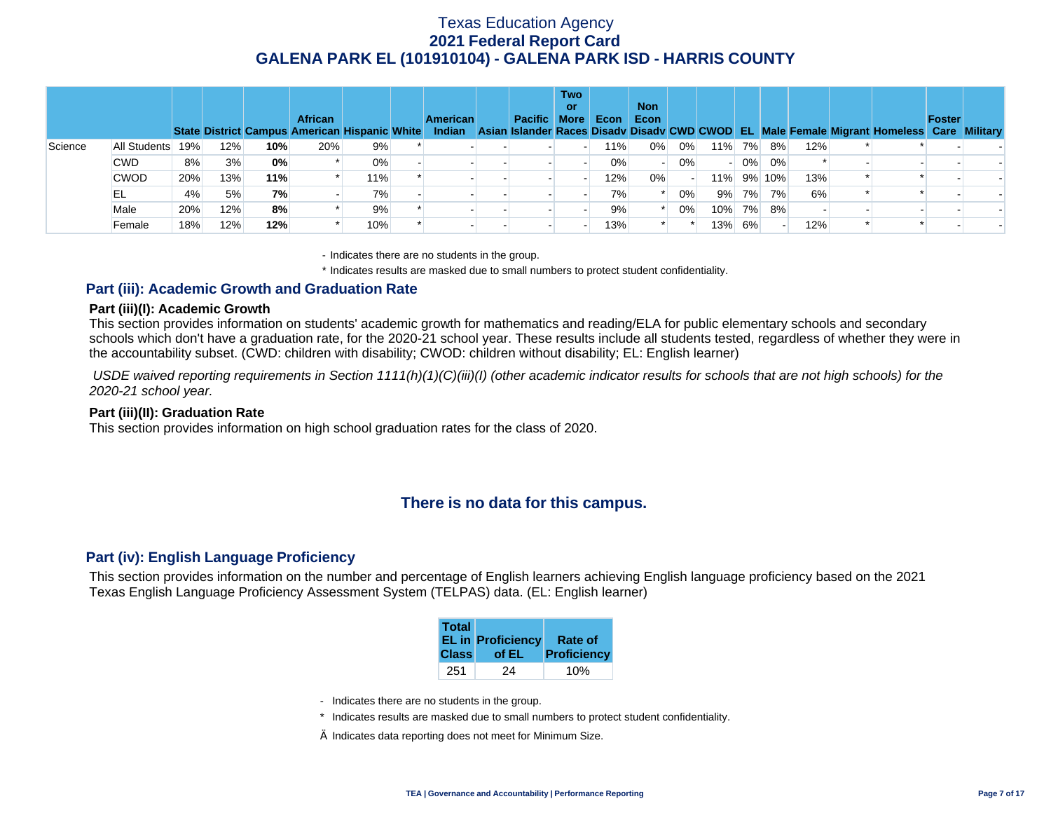# Texas Education Agency
## 2021 Federal Report Card
## GALENA PARK EL (101910104) - GALENA PARK ISD - HARRIS COUNTY

| | | State | District | Campus | African American | Hispanic | White | American Indian | Asian | Pacific Islander | Two or More Races | Econ Disadv | Non Econ Disadv | CWD | CWOD | EL | Male | Female | Migrant | Homeless | Foster Care | Military |
|---|---|---|---|---|---|---|---|---|---|---|---|---|---|---|---|---|---|---|---|---|---|---|
| Science | All Students | 19% | 12% | **10%** | 20% | 9% | * | - | - | - | - | 11% | 0% | 0% | 11% | 7% | 8% | 12% | * | * | - | - |
| | CWD | 8% | 3% | **0%** | * | 0% | - | - | - | - | - | 0% | - | 0% | - | 0% | 0% | * | - | - | - | - |
| | CWOD | 20% | 13% | **11%** | * | 11% | * | - | - | - | - | 12% | 0% | - | 11% | 9% | 10% | 13% | * | * | - | - |
| | EL | 4% | 5% | **7%** | - | 7% | - | - | - | - | - | 7% | * | 0% | 9% | 7% | 7% | 6% | * | * | - | - |
| | Male | 20% | 12% | **8%** | * | 9% | * | - | - | - | - | 9% | * | 0% | 10% | 7% | 8% | - | - | - | - | - |
| | Female | 18% | 12% | **12%** | * | 10% | * | - | - | - | - | 13% | * | * | 13% | 6% | - | 12% | * | * | - | - |

- Indicates there are no students in the group.

\* Indicates results are masked due to small numbers to protect student confidentiality.

### Part (iii): Academic Growth and Graduation Rate

#### Part (iii)(I): Academic Growth

This section provides information on students' academic growth for mathematics and reading/ELA for public elementary schools and secondary schools which don't have a graduation rate, for the 2020-21 school year. These results include all students tested, regardless of whether they were in the accountability subset. (CWD: children with disability; CWOD: children without disability; EL: English learner)

*USDE waived reporting requirements in Section 1111(h)(1)(C)(iii)(I) (other academic indicator results for schools that are not high schools) for the 2020-21 school year.*

#### Part (iii)(II): Graduation Rate

This section provides information on high school graduation rates for the class of 2020.

**There is no data for this campus.**

### Part (iv): English Language Proficiency

This section provides information on the number and percentage of English learners achieving English language proficiency based on the 2021 Texas English Language Proficiency Assessment System (TELPAS) data. (EL: English learner)

| Total EL in Class | Proficiency of EL | Rate of Proficiency |
|---|---|---|
| 251 | 24 | 10% |

- Indicates there are no students in the group.

\* Indicates results are masked due to small numbers to protect student confidentiality.

Ä Indicates data reporting does not meet for Minimum Size.